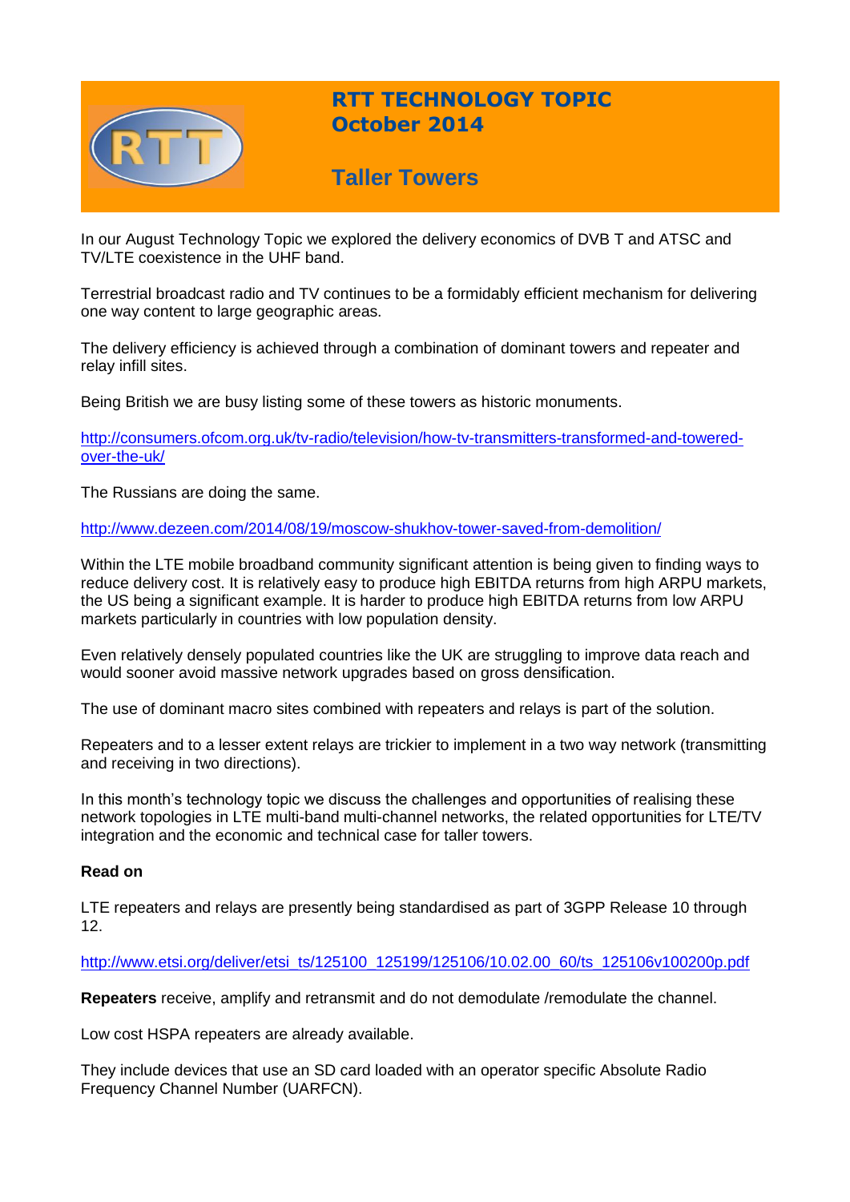# RTT TECHNOLOGY TOPIC
## October 2014

## Taller Towers

In our August Technology Topic we explored the delivery economics of DVB T and ATSC and TV/LTE coexistence in the UHF band.

Terrestrial broadcast radio and TV continues to be a formidably efficient mechanism for delivering one way content to large geographic areas.

The delivery efficiency is achieved through a combination of dominant towers and repeater and relay infill sites.

Being British we are busy listing some of these towers as historic monuments.

http://consumers.ofcom.org.uk/tv-radio/television/how-tv-transmitters-transformed-and-towered-over-the-uk/

The Russians are doing the same.

http://www.dezeen.com/2014/08/19/moscow-shukhov-tower-saved-from-demolition/

Within the LTE mobile broadband community significant attention is being given to finding ways to reduce delivery cost. It is relatively easy to produce high EBITDA returns from high ARPU markets, the US being a significant example. It is harder to produce high EBITDA returns from low ARPU markets particularly in countries with low population density.

Even relatively densely populated countries like the UK are struggling to improve data reach and would sooner avoid massive network upgrades based on gross densification.

The use of dominant macro sites combined with repeaters and relays is part of the solution.

Repeaters and to a lesser extent relays are trickier to implement in a two way network (transmitting and receiving in two directions).

In this month's technology topic we discuss the challenges and opportunities of realising these network topologies in LTE multi-band multi-channel networks, the related opportunities for LTE/TV integration and the economic and technical case for taller towers.

**Read on**

LTE repeaters and relays are presently being standardised as part of 3GPP Release 10 through 12.

http://www.etsi.org/deliver/etsi_ts/125100_125199/125106/10.02.00_60/ts_125106v100200p.pdf

**Repeaters** receive, amplify and retransmit and do not demodulate /remodulate the channel.

Low cost HSPA repeaters are already available.

They include devices that use an SD card loaded with an operator specific Absolute Radio Frequency Channel Number (UARFCN).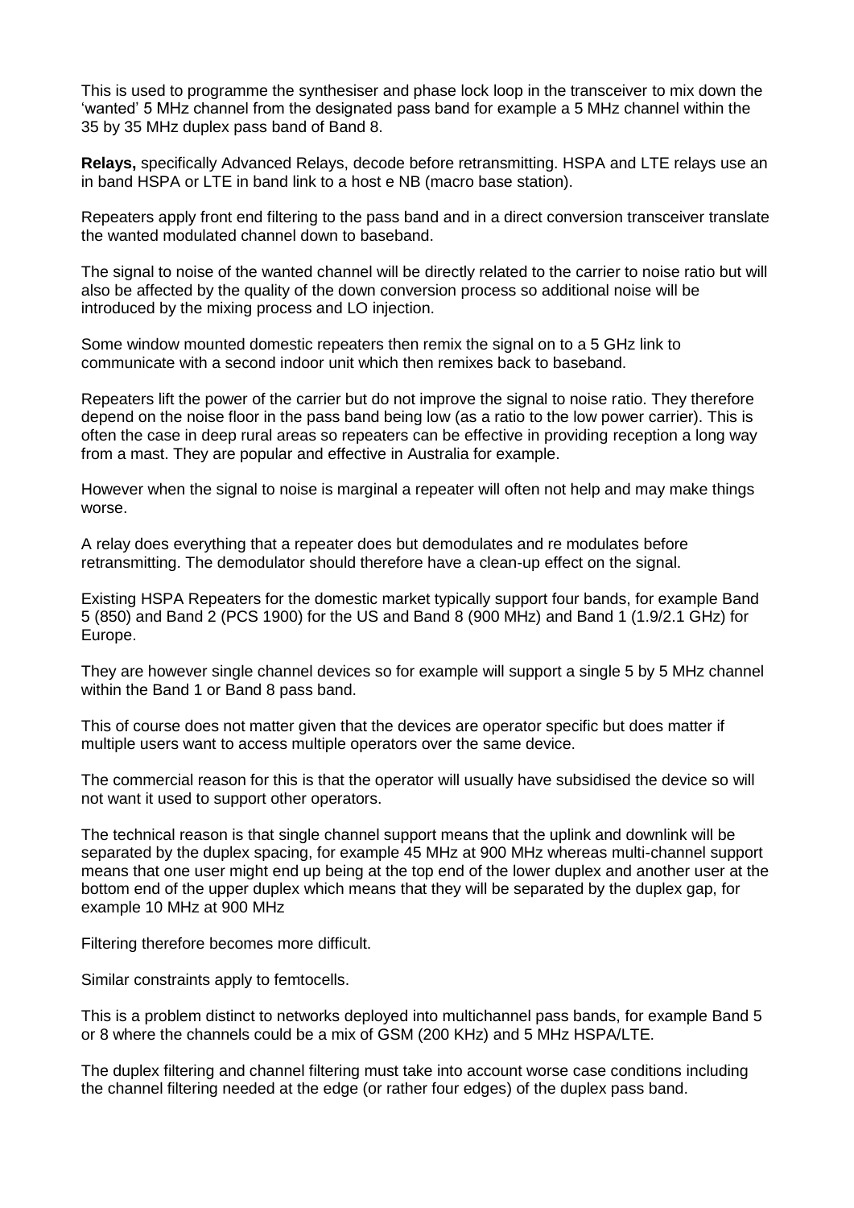This is used to programme the synthesiser and phase lock loop in the transceiver to mix down the 'wanted' 5 MHz channel from the designated pass band for example a 5 MHz channel within the 35 by 35 MHz duplex pass band of Band 8.

**Relays,** specifically Advanced Relays, decode before retransmitting. HSPA and LTE relays use an in band HSPA or LTE in band link to a host e NB (macro base station).

Repeaters apply front end filtering to the pass band and in a direct conversion transceiver translate the wanted modulated channel down to baseband.

The signal to noise of the wanted channel will be directly related to the carrier to noise ratio but will also be affected by the quality of the down conversion process so additional noise will be introduced by the mixing process and LO injection.

Some window mounted domestic repeaters then remix the signal on to a 5 GHz link to communicate with a second indoor unit which then remixes back to baseband.

Repeaters lift the power of the carrier but do not improve the signal to noise ratio. They therefore depend on the noise floor in the pass band being low (as a ratio to the low power carrier). This is often the case in deep rural areas so repeaters can be effective in providing reception a long way from a mast. They are popular and effective in Australia for example.

However when the signal to noise is marginal a repeater will often not help and may make things worse.

A relay does everything that a repeater does but demodulates and re modulates before retransmitting. The demodulator should therefore have a clean-up effect on the signal.

Existing HSPA Repeaters for the domestic market typically support four bands, for example Band 5 (850) and Band 2 (PCS 1900) for the US and Band 8 (900 MHz) and Band 1 (1.9/2.1 GHz) for Europe.

They are however single channel devices so for example will support a single 5 by 5 MHz channel within the Band 1 or Band 8 pass band.

This of course does not matter given that the devices are operator specific but does matter if multiple users want to access multiple operators over the same device.

The commercial reason for this is that the operator will usually have subsidised the device so will not want it used to support other operators.

The technical reason is that single channel support means that the uplink and downlink will be separated by the duplex spacing, for example 45 MHz at 900 MHz whereas multi-channel support means that one user might end up being at the top end of the lower duplex and another user at the bottom end of the upper duplex which means that they will be separated by the duplex gap, for example 10 MHz at 900 MHz

Filtering therefore becomes more difficult.

Similar constraints apply to femtocells.

This is a problem distinct to networks deployed into multichannel pass bands, for example Band 5 or 8 where the channels could be a mix of GSM (200 KHz) and 5 MHz HSPA/LTE.

The duplex filtering and channel filtering must take into account worse case conditions including the channel filtering needed at the edge (or rather four edges) of the duplex pass band.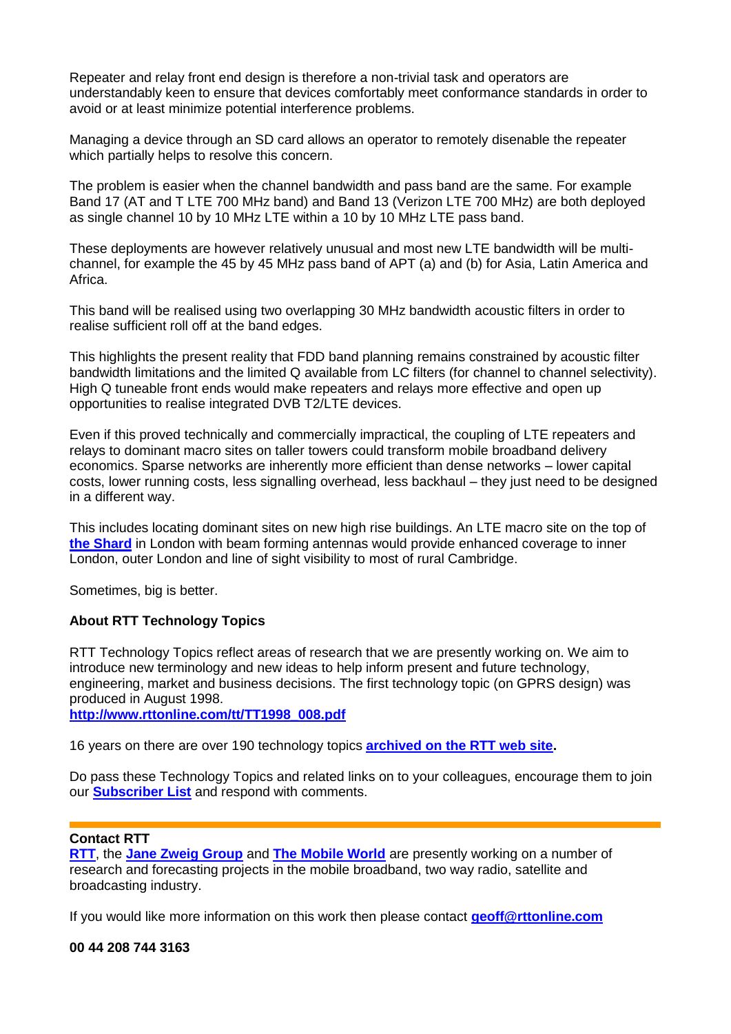Repeater and relay front end design is therefore a non-trivial task and operators are understandably keen to ensure that devices comfortably meet conformance standards in order to avoid or at least minimize potential interference problems.

Managing a device through an SD card allows an operator to remotely disenable the repeater which partially helps to resolve this concern.

The problem is easier when the channel bandwidth and pass band are the same. For example Band 17 (AT and T LTE 700 MHz band) and Band 13 (Verizon LTE 700 MHz) are both deployed as single channel 10 by 10 MHz LTE within a 10 by 10 MHz LTE pass band.

These deployments are however relatively unusual and most new LTE bandwidth will be multi-channel, for example the 45 by 45 MHz pass band of APT (a) and (b) for Asia, Latin America and Africa.

This band will be realised using two overlapping 30 MHz bandwidth acoustic filters in order to realise sufficient roll off at the band edges.

This highlights the present reality that FDD band planning remains constrained by acoustic filter bandwidth limitations and the limited Q available from LC filters (for channel to channel selectivity). High Q tuneable front ends would make repeaters and relays more effective and open up opportunities to realise integrated DVB T2/LTE devices.

Even if this proved technically and commercially impractical, the coupling of LTE repeaters and relays to dominant macro sites on taller towers could transform mobile broadband delivery economics. Sparse networks are inherently more efficient than dense networks – lower capital costs, lower running costs, less signalling overhead, less backhaul – they just need to be designed in a different way.

This includes locating dominant sites on new high rise buildings. An LTE macro site on the top of **the Shard** in London with beam forming antennas would provide enhanced coverage to inner London, outer London and line of sight visibility to most of rural Cambridge.

Sometimes, big is better.

**About RTT Technology Topics**

RTT Technology Topics reflect areas of research that we are presently working on. We aim to introduce new terminology and new ideas to help inform present and future technology, engineering, market and business decisions. The first technology topic (on GPRS design) was produced in August 1998.
**http://www.rttonline.com/tt/TT1998_008.pdf**

16 years on there are over 190 technology topics **archived on the RTT web site.**

Do pass these Technology Topics and related links on to your colleagues, encourage them to join our **Subscriber List** and respond with comments.

---

**Contact RTT**
**RTT**, the **Jane Zweig Group** and **The Mobile World** are presently working on a number of research and forecasting projects in the mobile broadband, two way radio, satellite and broadcasting industry.

If you would like more information on this work then please contact **geoff@rttonline.com**

**00 44 208 744 3163**